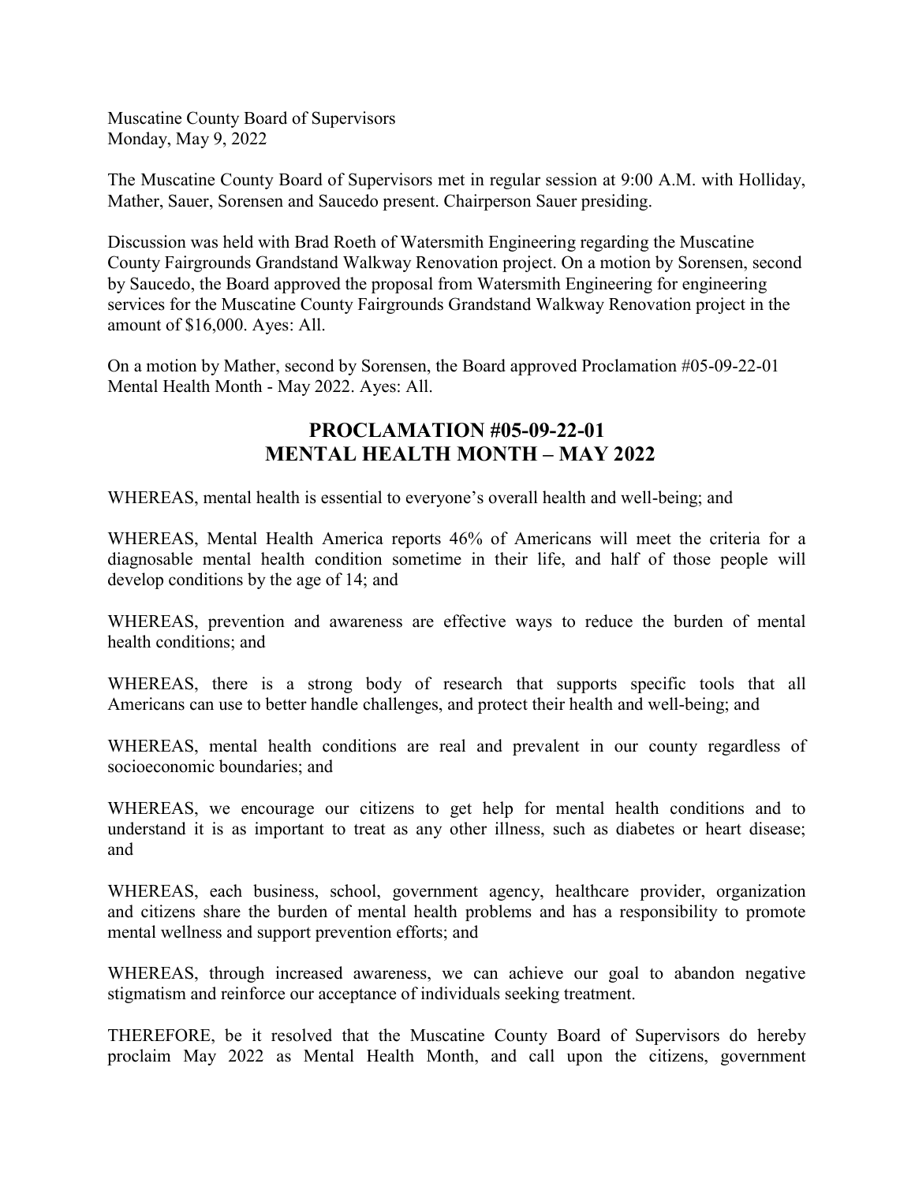Muscatine County Board of Supervisors
Monday, May 9, 2022

The Muscatine County Board of Supervisors met in regular session at 9:00 A.M. with Holliday, Mather, Sauer, Sorensen and Saucedo present. Chairperson Sauer presiding.

Discussion was held with Brad Roeth of Watersmith Engineering regarding the Muscatine County Fairgrounds Grandstand Walkway Renovation project. On a motion by Sorensen, second by Saucedo, the Board approved the proposal from Watersmith Engineering for engineering services for the Muscatine County Fairgrounds Grandstand Walkway Renovation project in the amount of $16,000. Ayes: All.

On a motion by Mather, second by Sorensen, the Board approved Proclamation #05-09-22-01 Mental Health Month - May 2022. Ayes: All.

## PROCLAMATION #05-09-22-01
## MENTAL HEALTH MONTH – MAY 2022

WHEREAS, mental health is essential to everyone's overall health and well-being; and

WHEREAS, Mental Health America reports 46% of Americans will meet the criteria for a diagnosable mental health condition sometime in their life, and half of those people will develop conditions by the age of 14; and

WHEREAS, prevention and awareness are effective ways to reduce the burden of mental health conditions; and

WHEREAS, there is a strong body of research that supports specific tools that all Americans can use to better handle challenges, and protect their health and well-being; and

WHEREAS, mental health conditions are real and prevalent in our county regardless of socioeconomic boundaries; and

WHEREAS, we encourage our citizens to get help for mental health conditions and to understand it is as important to treat as any other illness, such as diabetes or heart disease; and

WHEREAS, each business, school, government agency, healthcare provider, organization and citizens share the burden of mental health problems and has a responsibility to promote mental wellness and support prevention efforts; and

WHEREAS, through increased awareness, we can achieve our goal to abandon negative stigmatism and reinforce our acceptance of individuals seeking treatment.

THEREFORE, be it resolved that the Muscatine County Board of Supervisors do hereby proclaim May 2022 as Mental Health Month, and call upon the citizens, government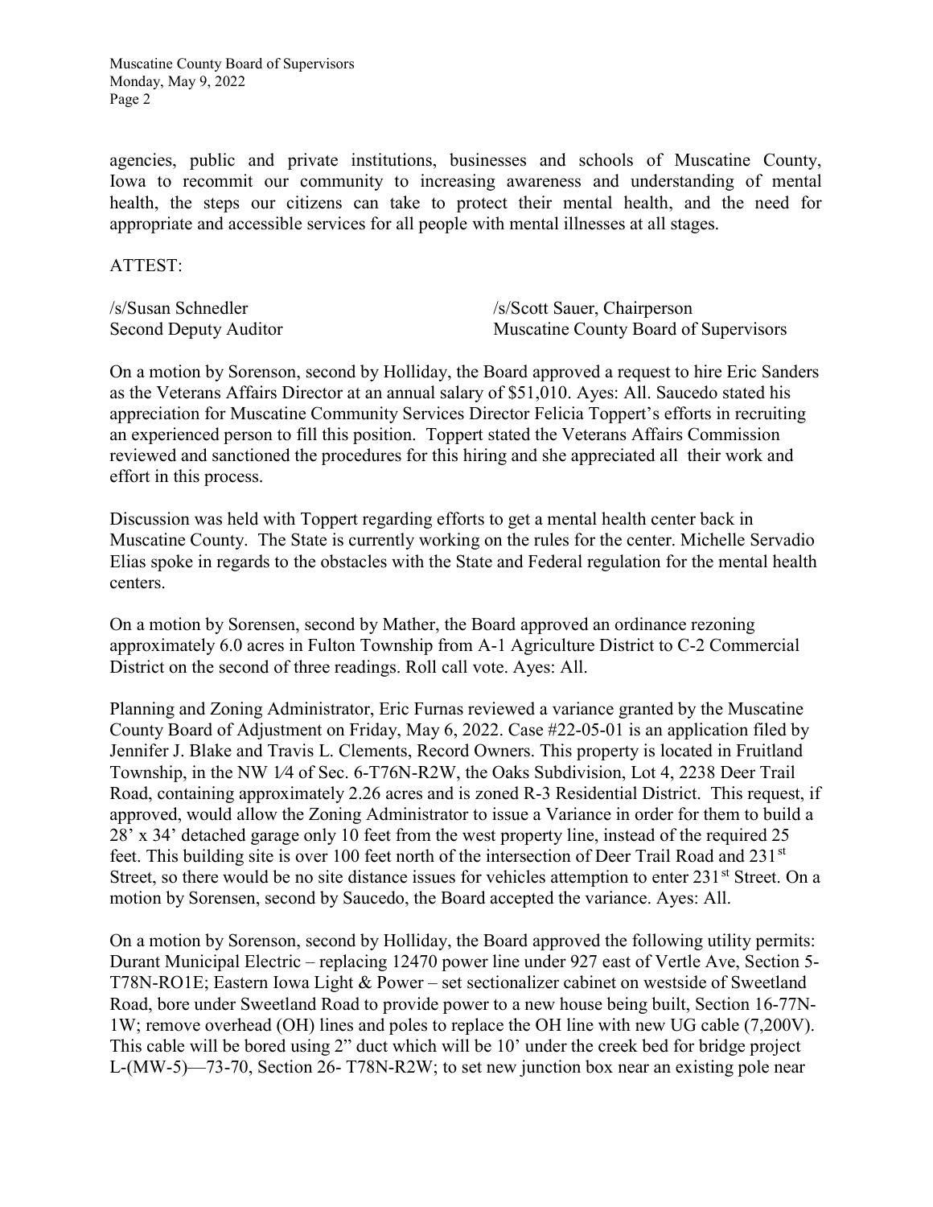agencies, public and private institutions, businesses and schools of Muscatine County, Iowa to recommit our community to increasing awareness and understanding of mental health, the steps our citizens can take to protect their mental health, and the need for appropriate and accessible services for all people with mental illnesses at all stages.

ATTEST:

/s/Susan Schnedler
Second Deputy Auditor

/s/Scott Sauer, Chairperson
Muscatine County Board of Supervisors

On a motion by Sorenson, second by Holliday, the Board approved a request to hire Eric Sanders as the Veterans Affairs Director at an annual salary of $51,010. Ayes: All. Saucedo stated his appreciation for Muscatine Community Services Director Felicia Toppert's efforts in recruiting an experienced person to fill this position. Toppert stated the Veterans Affairs Commission reviewed and sanctioned the procedures for this hiring and she appreciated all their work and effort in this process.

Discussion was held with Toppert regarding efforts to get a mental health center back in Muscatine County. The State is currently working on the rules for the center. Michelle Servadio Elias spoke in regards to the obstacles with the State and Federal regulation for the mental health centers.

On a motion by Sorensen, second by Mather, the Board approved an ordinance rezoning approximately 6.0 acres in Fulton Township from A-1 Agriculture District to C-2 Commercial District on the second of three readings. Roll call vote. Ayes: All.

Planning and Zoning Administrator, Eric Furnas reviewed a variance granted by the Muscatine County Board of Adjustment on Friday, May 6, 2022. Case #22-05-01 is an application filed by Jennifer J. Blake and Travis L. Clements, Record Owners. This property is located in Fruitland Township, in the NW 1⁄4 of Sec. 6-T76N-R2W, the Oaks Subdivision, Lot 4, 2238 Deer Trail Road, containing approximately 2.26 acres and is zoned R-3 Residential District. This request, if approved, would allow the Zoning Administrator to issue a Variance in order for them to build a 28' x 34' detached garage only 10 feet from the west property line, instead of the required 25 feet. This building site is over 100 feet north of the intersection of Deer Trail Road and 231st Street, so there would be no site distance issues for vehicles attemption to enter 231st Street. On a motion by Sorensen, second by Saucedo, the Board accepted the variance. Ayes: All.

On a motion by Sorenson, second by Holliday, the Board approved the following utility permits: Durant Municipal Electric – replacing 12470 power line under 927 east of Vertle Ave, Section 5-T78N-RO1E; Eastern Iowa Light & Power – set sectionalizer cabinet on westside of Sweetland Road, bore under Sweetland Road to provide power to a new house being built, Section 16-77N-1W; remove overhead (OH) lines and poles to replace the OH line with new UG cable (7,200V). This cable will be bored using 2" duct which will be 10' under the creek bed for bridge project L-(MW-5)—73-70, Section 26- T78N-R2W; to set new junction box near an existing pole near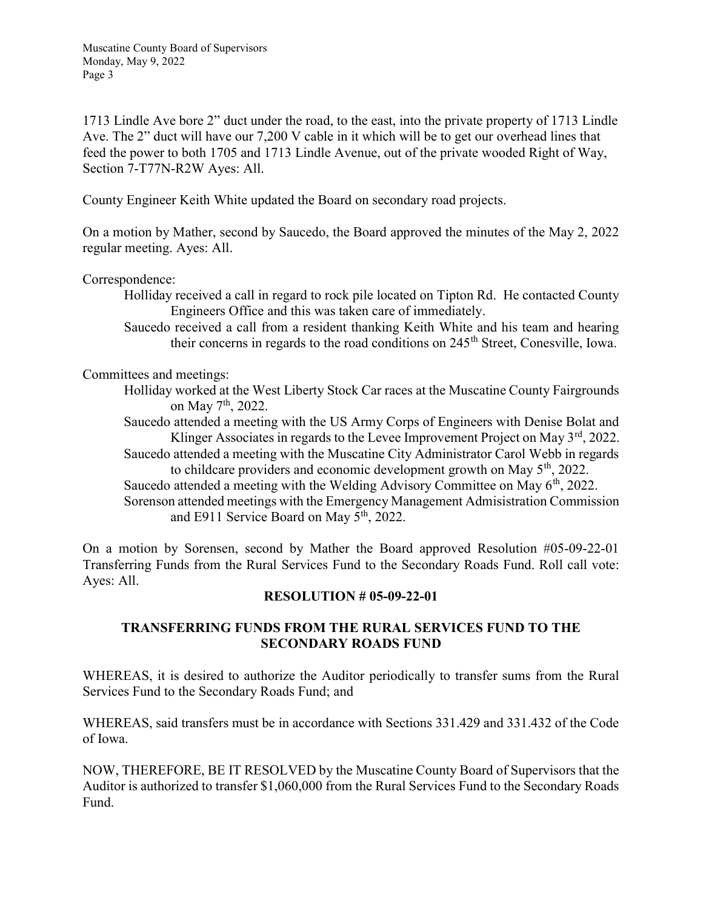1713 Lindle Ave bore 2" duct under the road, to the east, into the private property of 1713 Lindle Ave. The 2" duct will have our 7,200 V cable in it which will be to get our overhead lines that feed the power to both 1705 and 1713 Lindle Avenue, out of the private wooded Right of Way, Section 7-T77N-R2W Ayes: All.

County Engineer Keith White updated the Board on secondary road projects.

On a motion by Mather, second by Saucedo, the Board approved the minutes of the May 2, 2022 regular meeting. Ayes: All.

Correspondence:

Holliday received a call in regard to rock pile located on Tipton Rd. He contacted County Engineers Office and this was taken care of immediately.

Saucedo received a call from a resident thanking Keith White and his team and hearing their concerns in regards to the road conditions on 245th Street, Conesville, Iowa.

Committees and meetings:

Holliday worked at the West Liberty Stock Car races at the Muscatine County Fairgrounds on May 7th, 2022.

Saucedo attended a meeting with the US Army Corps of Engineers with Denise Bolat and Klinger Associates in regards to the Levee Improvement Project on May 3rd, 2022.

Saucedo attended a meeting with the Muscatine City Administrator Carol Webb in regards to childcare providers and economic development growth on May 5th, 2022.

Saucedo attended a meeting with the Welding Advisory Committee on May 6th, 2022.

Sorenson attended meetings with the Emergency Management Admisistration Commission and E911 Service Board on May 5th, 2022.

On a motion by Sorensen, second by Mather the Board approved Resolution #05-09-22-01 Transferring Funds from the Rural Services Fund to the Secondary Roads Fund. Roll call vote: Ayes: All.

**RESOLUTION # 05-09-22-01**

**TRANSFERRING FUNDS FROM THE RURAL SERVICES FUND TO THE SECONDARY ROADS FUND**

WHEREAS, it is desired to authorize the Auditor periodically to transfer sums from the Rural Services Fund to the Secondary Roads Fund; and

WHEREAS, said transfers must be in accordance with Sections 331.429 and 331.432 of the Code of Iowa.

NOW, THEREFORE, BE IT RESOLVED by the Muscatine County Board of Supervisors that the Auditor is authorized to transfer $1,060,000 from the Rural Services Fund to the Secondary Roads Fund.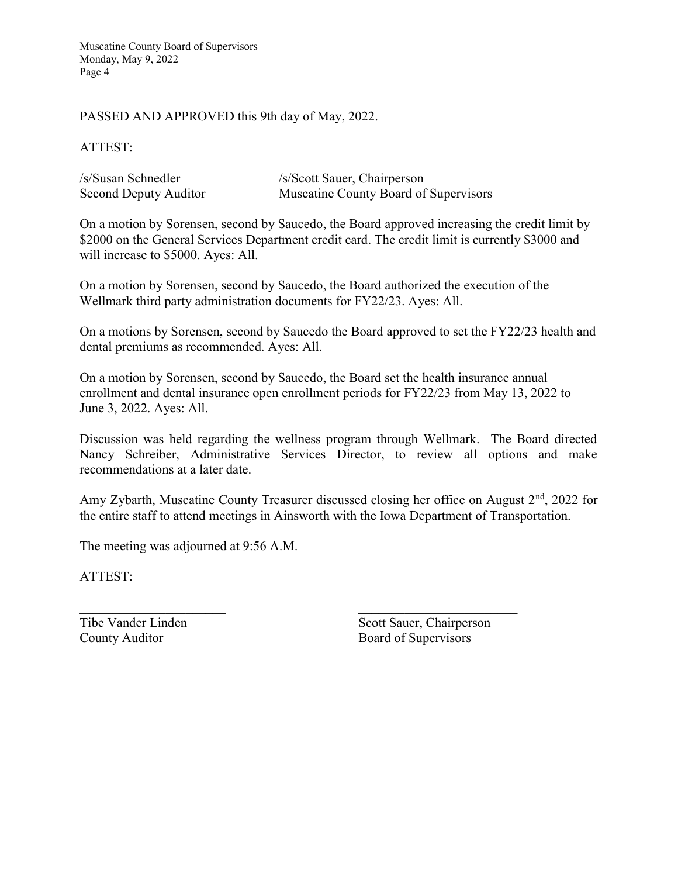PASSED AND APPROVED this 9th day of May, 2022.

ATTEST:

| | |
|---|---|
| /s/Susan Schnedler | /s/Scott Sauer, Chairperson |
| Second Deputy Auditor | Muscatine County Board of Supervisors |

On a motion by Sorensen, second by Saucedo, the Board approved increasing the credit limit by $2000 on the General Services Department credit card. The credit limit is currently $3000 and will increase to $5000. Ayes: All.

On a motion by Sorensen, second by Saucedo, the Board authorized the execution of the Wellmark third party administration documents for FY22/23. Ayes: All.

On a motions by Sorensen, second by Saucedo the Board approved to set the FY22/23 health and dental premiums as recommended. Ayes: All.

On a motion by Sorensen, second by Saucedo, the Board set the health insurance annual enrollment and dental insurance open enrollment periods for FY22/23 from May 13, 2022 to June 3, 2022. Ayes: All.

Discussion was held regarding the wellness program through Wellmark. The Board directed Nancy Schreiber, Administrative Services Director, to review all options and make recommendations at a later date.

Amy Zybarth, Muscatine County Treasurer discussed closing her office on August 2nd, 2022 for the entire staff to attend meetings in Ainsworth with the Iowa Department of Transportation.

The meeting was adjourned at 9:56 A.M.

ATTEST:

| | |
|---|---|
| \_\_\_\_\_\_\_\_\_\_\_\_\_\_\_\_\_\_\_\_\_\_ | \_\_\_\_\_\_\_\_\_\_\_\_\_\_\_\_\_\_\_\_\_\_ |
| Tibe Vander Linden | Scott Sauer, Chairperson |
| County Auditor | Board of Supervisors |